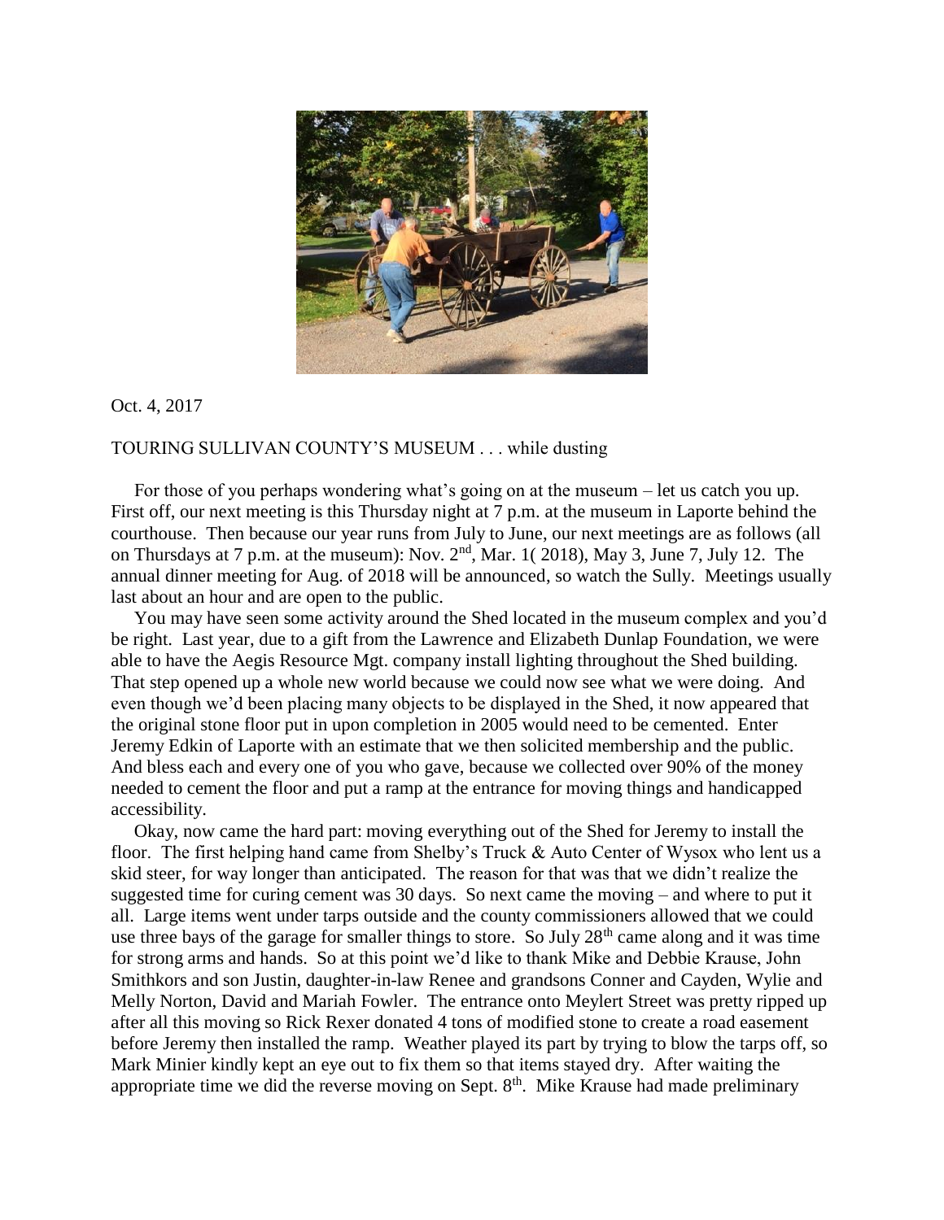Oct. 4, 2017

TOURING SULLIVAN COUNTY'S MUSEUM . . . while dusting

For those of you perhaps wondering what's going on at the museum – let us catch you up. First off, our next meeting is this Thursday night at 7 p.m. at the museum in Laporte behind the courthouse. Then because our year runs from July to June, our next meetings are as follows (all on Thursdays at 7 p.m. at the museum): Nov. 2nd, Mar. 1( 2018), May 3, June 7, July 12. The annual dinner meeting for Aug. of 2018 will be announced, so watch the Sully. Meetings usually last about an hour and are open to the public.

You may have seen some activity around the Shed located in the museum complex and you'd be right. Last year, due to a gift from the Lawrence and Elizabeth Dunlap Foundation, we were able to have the Aegis Resource Mgt. company install lighting throughout the Shed building. That step opened up a whole new world because we could now see what we were doing. And even though we'd been placing many objects to be displayed in the Shed, it now appeared that the original stone floor put in upon completion in 2005 would need to be cemented. Enter Jeremy Edkin of Laporte with an estimate that we then solicited membership and the public. And bless each and every one of you who gave, because we collected over 90% of the money needed to cement the floor and put a ramp at the entrance for moving things and handicapped accessibility.

Okay, now came the hard part: moving everything out of the Shed for Jeremy to install the floor. The first helping hand came from Shelby's Truck & Auto Center of Wysox who lent us a skid steer, for way longer than anticipated. The reason for that was that we didn't realize the suggested time for curing cement was 30 days. So next came the moving – and where to put it all. Large items went under tarps outside and the county commissioners allowed that we could use three bays of the garage for smaller things to store. So July 28th came along and it was time for strong arms and hands. So at this point we'd like to thank Mike and Debbie Krause, John Smithkors and son Justin, daughter-in-law Renee and grandsons Conner and Cayden, Wylie and Melly Norton, David and Mariah Fowler. The entrance onto Meylert Street was pretty ripped up after all this moving so Rick Rexer donated 4 tons of modified stone to create a road easement before Jeremy then installed the ramp. Weather played its part by trying to blow the tarps off, so Mark Minier kindly kept an eye out to fix them so that items stayed dry. After waiting the appropriate time we did the reverse moving on Sept. 8th. Mike Krause had made preliminary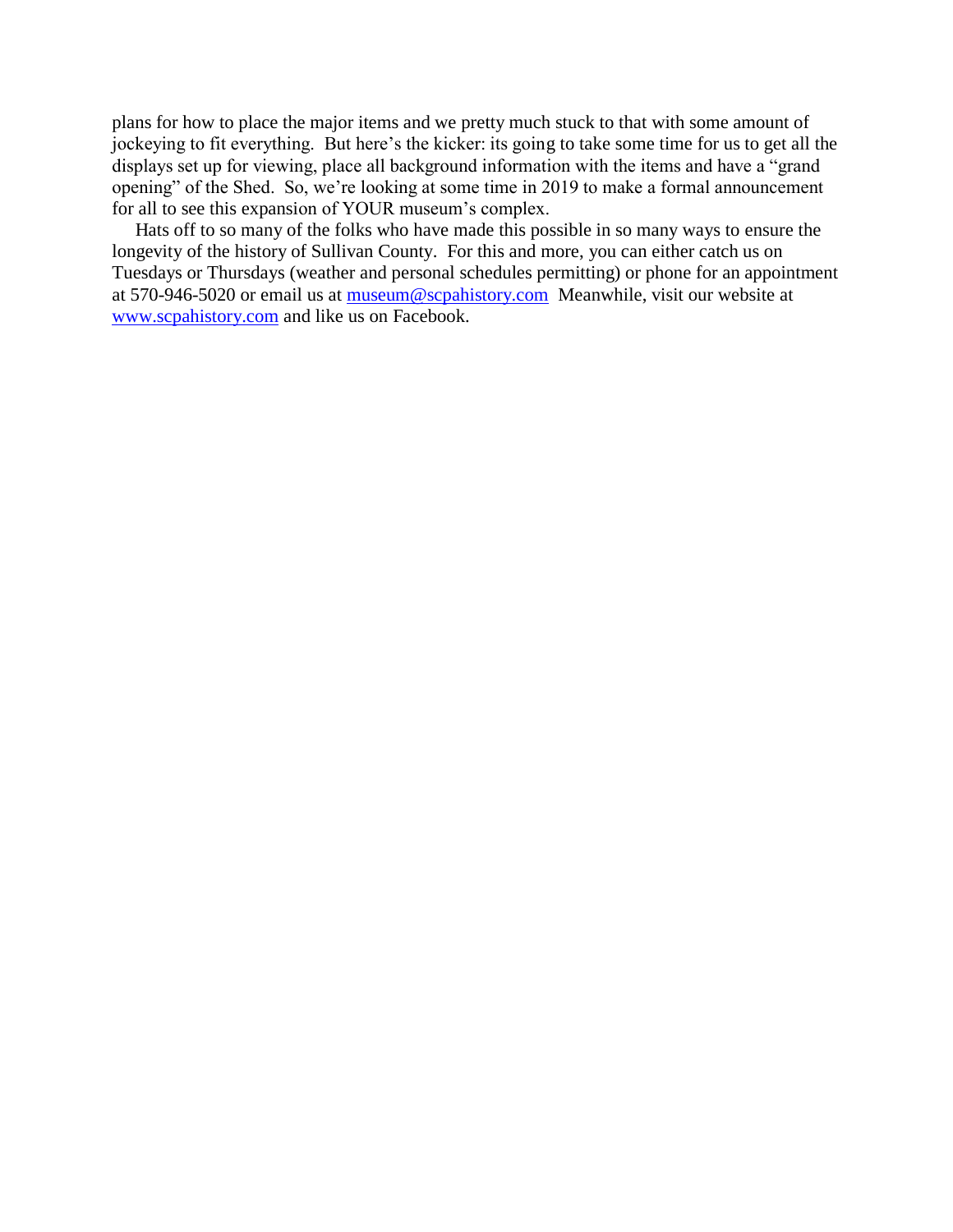plans for how to place the major items and we pretty much stuck to that with some amount of jockeying to fit everything. But here's the kicker: its going to take some time for us to get all the displays set up for viewing, place all background information with the items and have a "grand opening" of the Shed. So, we're looking at some time in 2019 to make a formal announcement for all to see this expansion of YOUR museum's complex.

Hats off to so many of the folks who have made this possible in so many ways to ensure the longevity of the history of Sullivan County. For this and more, you can either catch us on Tuesdays or Thursdays (weather and personal schedules permitting) or phone for an appointment at 570-946-5020 or email us at museum@scpahistory.com Meanwhile, visit our website at www.scpahistory.com and like us on Facebook.